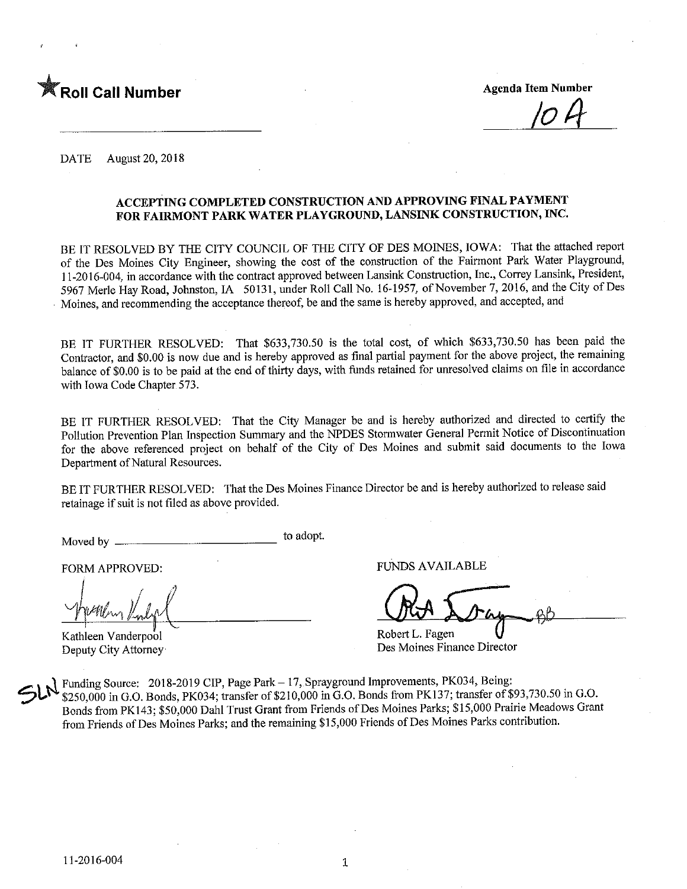★Roll Call Number

Agenda Item Number

10A

DATE August 20, 2018

**ACCEPTING COMPLETED CONSTRUCTION AND APPROVING FINAL PAYMENT FOR FAIRMONT PARK WATER PLAYGROUND, LANSINK CONSTRUCTION, INC.**

BE IT RESOLVED BY THE CITY COUNCIL OF THE CITY OF DES MOINES, IOWA: That the attached report of the Des Moines City Engineer, showing the cost of the construction of the Fairmont Park Water Playground, 11-2016-004, in accordance with the contract approved between Lansink Construction, Inc., Correy Lansink, President, 5967 Merle Hay Road, Johnston, IA 50131, under Roll Call No. 16-1957, of November 7, 2016, and the City of Des Moines, and recommending the acceptance thereof, be and the same is hereby approved, and accepted, and

BE IT FURTHER RESOLVED: That $633,730.50 is the total cost, of which $633,730.50 has been paid the Contractor, and $0.00 is now due and is hereby approved as final partial payment for the above project, the remaining balance of $0.00 is to be paid at the end of thirty days, with funds retained for unresolved claims on file in accordance with Iowa Code Chapter 573.

BE IT FURTHER RESOLVED: That the City Manager be and is hereby authorized and directed to certify the Pollution Prevention Plan Inspection Summary and the NPDES Stormwater General Permit Notice of Discontinuation for the above referenced project on behalf of the City of Des Moines and submit said documents to the Iowa Department of Natural Resources.

BE IT FURTHER RESOLVED: That the Des Moines Finance Director be and is hereby authorized to release said retainage if suit is not filed as above provided.

Moved by ______________________ to adopt.

FORM APPROVED:

Kathleen Vanderpool
Deputy City Attorney

FUNDS AVAILABLE

Robert L. Fagen
Des Moines Finance Director

SLN Funding Source: 2018-2019 CIP, Page Park – 17, Sprayground Improvements, PK034, Being: $250,000 in G.O. Bonds, PK034; transfer of $210,000 in G.O. Bonds from PK137; transfer of $93,730.50 in G.O. Bonds from PK143; $50,000 Dahl Trust Grant from Friends of Des Moines Parks; $15,000 Prairie Meadows Grant from Friends of Des Moines Parks; and the remaining $15,000 Friends of Des Moines Parks contribution.

11-2016-004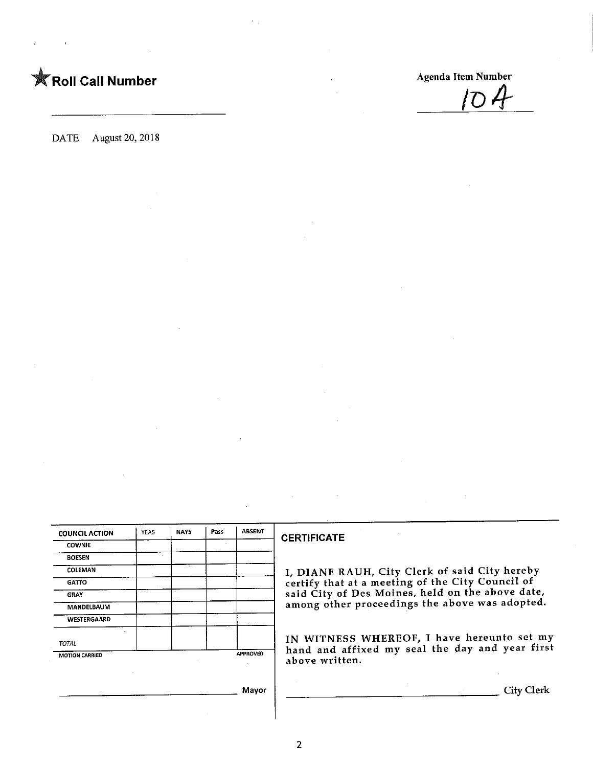★ **Roll Call Number**

______________________

Agenda Item Number

10A

DATE August 20, 2018

| COUNCIL ACTION | YEAS | NAYS | Pass | ABSENT |
|---|---|---|---|---|
| COWNIE | | | | |
| BOESEN | | | | |
| COLEMAN | | | | |
| GATTO | | | | |
| GRAY | | | | |
| MANDELBAUM | | | | |
| WESTERGAARD | | | | |
| TOTAL | | | | |

MOTION CARRIED APPROVED

______________________ Mayor

## CERTIFICATE

I, DIANE RAUH, City Clerk of said City hereby certify that at a meeting of the City Council of said City of Des Moines, held on the above date, among other proceedings the above was adopted.

IN WITNESS WHEREOF, I have hereunto set my hand and affixed my seal the day and year first above written.

______________________ City Clerk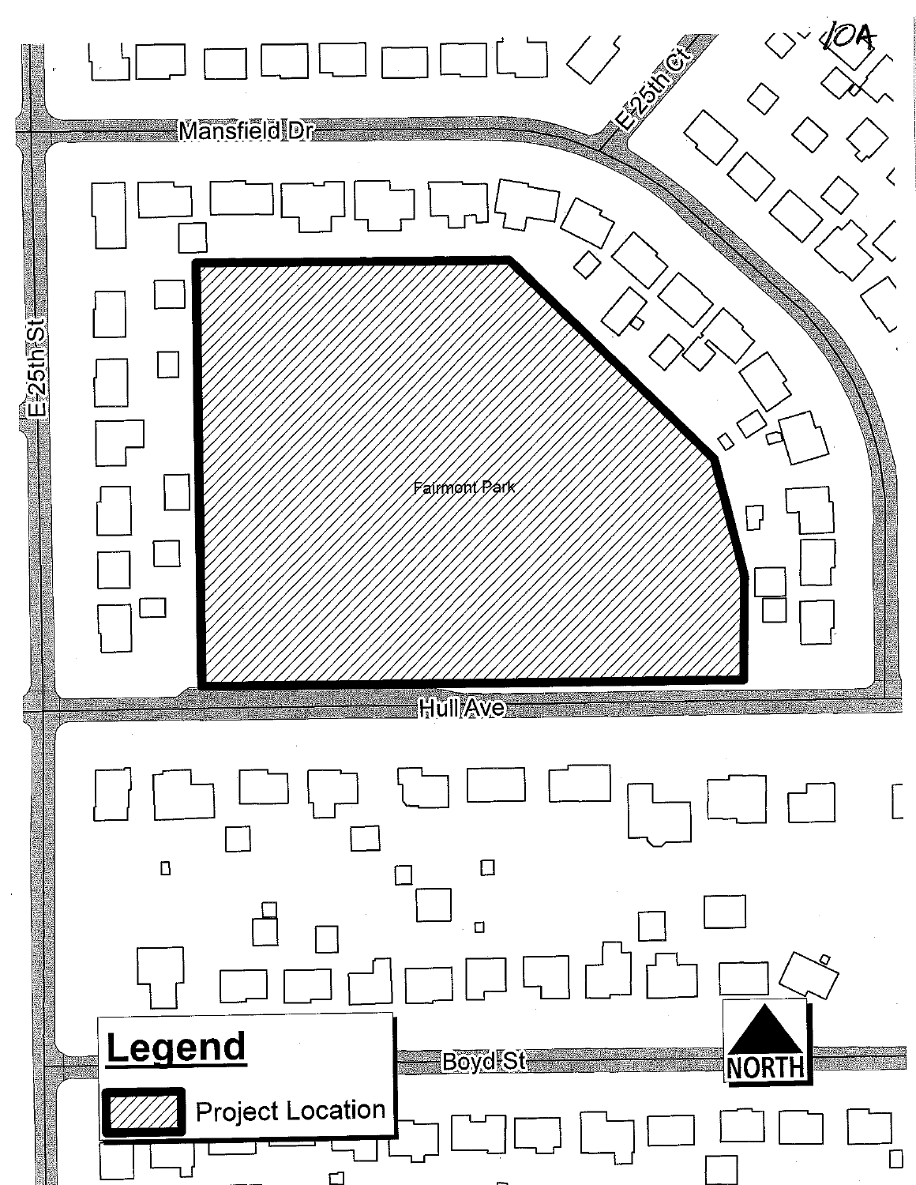10A

Mansfield Dr

E 25th Ct

E 25th St

Fairmont Park

Hull Ave

Boyd St

**Legend**

Project Location

NORTH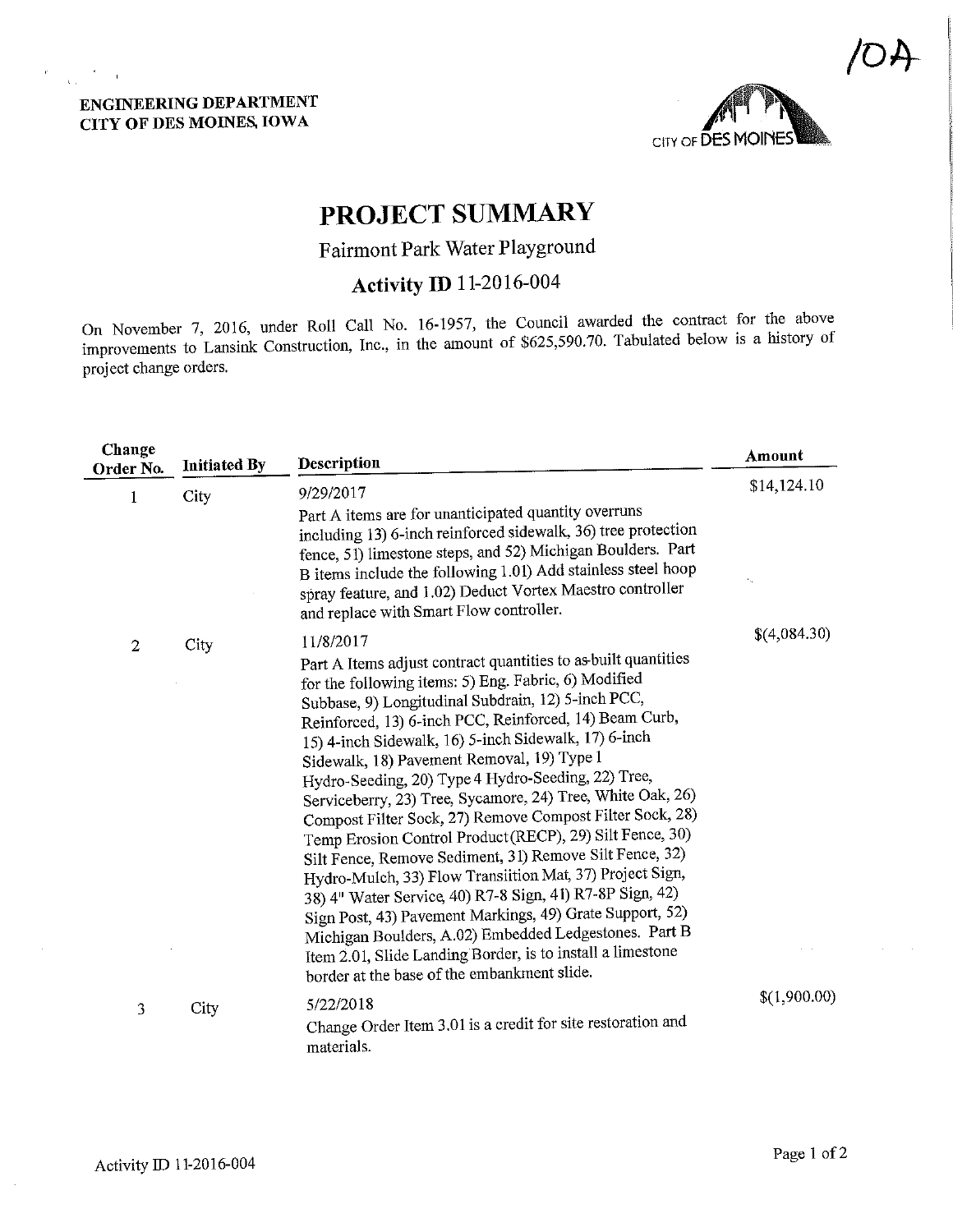/0A

**ENGINEERING DEPARTMENT**
**CITY OF DES MOINES, IOWA**

CITY OF DES MOINES

# PROJECT SUMMARY

## Fairmont Park Water Playground

### Activity ID 11-2016-004

On November 7, 2016, under Roll Call No. 16-1957, the Council awarded the contract for the above improvements to Lansink Construction, Inc., in the amount of $625,590.70. Tabulated below is a history of project change orders.

| Change Order No. | Initiated By | Description | Amount |
|---|---|---|---|
| 1 | City | 9/29/2017<br>Part A items are for unanticipated quantity overruns including 13) 6-inch reinforced sidewalk, 36) tree protection fence, 51) limestone steps, and 52) Michigan Boulders. Part B items include the following 1.01) Add stainless steel hoop spray feature, and 1.02) Deduct Vortex Maestro controller and replace with Smart Flow controller. | $14,124.10 |
| 2 | City | 11/8/2017<br>Part A Items adjust contract quantities to as-built quantities for the following items: 5) Eng. Fabric, 6) Modified Subbase, 9) Longitudinal Subdrain, 12) 5-inch PCC, Reinforced, 13) 6-inch PCC, Reinforced, 14) Beam Curb, 15) 4-inch Sidewalk, 16) 5-inch Sidewalk, 17) 6-inch Sidewalk, 18) Pavement Removal, 19) Type 1 Hydro-Seeding, 20) Type 4 Hydro-Seeding, 22) Tree, Serviceberry, 23) Tree, Sycamore, 24) Tree, White Oak, 26) Compost Filter Sock, 27) Remove Compost Filter Sock, 28) Temp Erosion Control Product(RECP), 29) Silt Fence, 30) Silt Fence, Remove Sediment, 31) Remove Silt Fence, 32) Hydro-Mulch, 33) Flow Transiition Mat, 37) Project Sign, 38) 4" Water Service, 40) R7-8 Sign, 41) R7-8P Sign, 42) Sign Post, 43) Pavement Markings, 49) Grate Support, 52) Michigan Boulders, A.02) Embedded Ledgestones. Part B Item 2.01, Slide Landing Border, is to install a limestone border at the base of the embankment slide. | $(4,084.30) |
| 3 | City | 5/22/2018<br>Change Order Item 3.01 is a credit for site restoration and materials. | $(1,900.00) |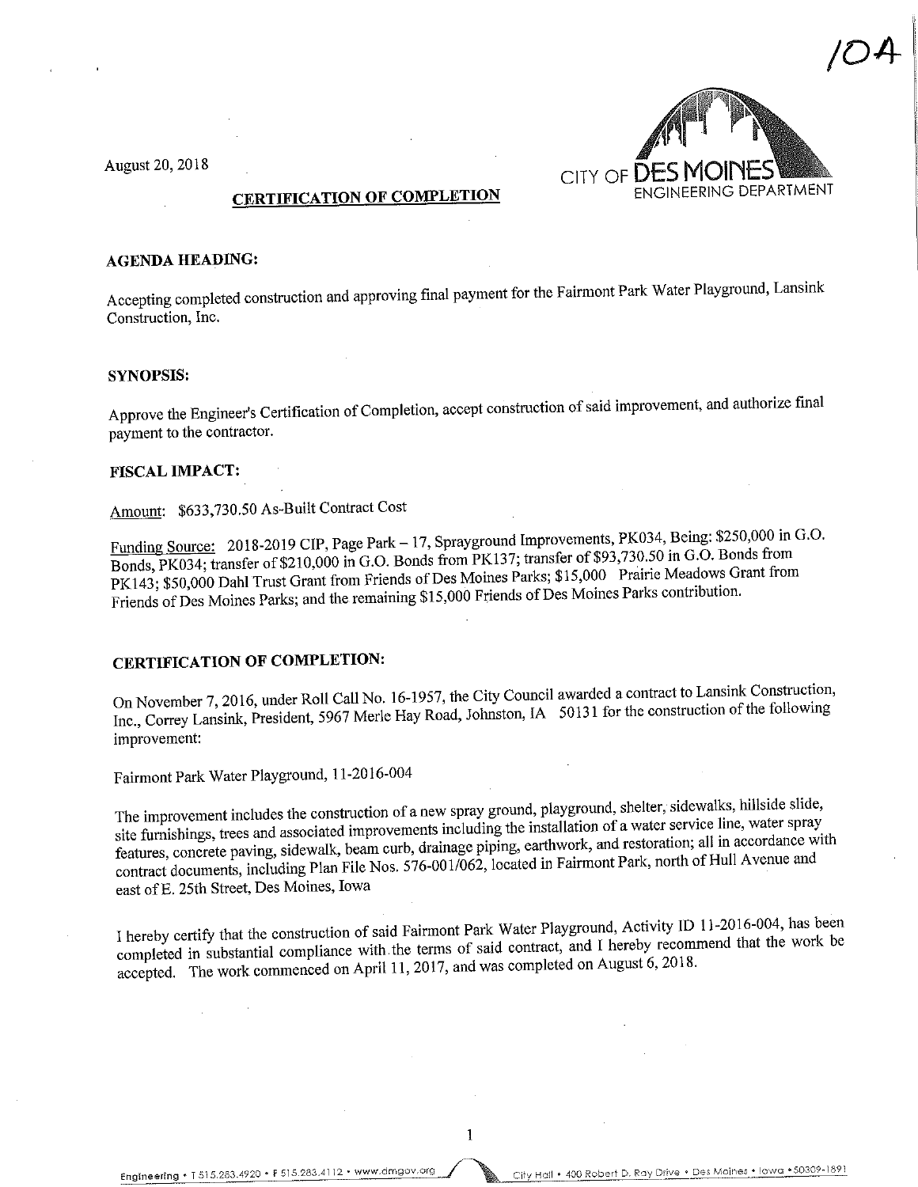10A

August 20, 2018

CITY OF DES MOINES
ENGINEERING DEPARTMENT

## CERTIFICATION OF COMPLETION

### AGENDA HEADING:

Accepting completed construction and approving final payment for the Fairmont Park Water Playground, Lansink Construction, Inc.

### SYNOPSIS:

Approve the Engineer's Certification of Completion, accept construction of said improvement, and authorize final payment to the contractor.

### FISCAL IMPACT:

Amount: $633,730.50 As-Built Contract Cost

Funding Source: 2018-2019 CIP, Page Park – 17, Sprayground Improvements, PK034, Being: $250,000 in G.O. Bonds, PK034; transfer of $210,000 in G.O. Bonds from PK137; transfer of $93,730.50 in G.O. Bonds from PK143; $50,000 Dahl Trust Grant from Friends of Des Moines Parks; $15,000 Prairie Meadows Grant from Friends of Des Moines Parks; and the remaining $15,000 Friends of Des Moines Parks contribution.

### CERTIFICATION OF COMPLETION:

On November 7, 2016, under Roll Call No. 16-1957, the City Council awarded a contract to Lansink Construction, Inc., Correy Lansink, President, 5967 Merle Hay Road, Johnston, IA 50131 for the construction of the following improvement:

Fairmont Park Water Playground, 11-2016-004

The improvement includes the construction of a new spray ground, playground, shelter, sidewalks, hillside slide, site furnishings, trees and associated improvements including the installation of a water service line, water spray features, concrete paving, sidewalk, beam curb, drainage piping, earthwork, and restoration; all in accordance with contract documents, including Plan File Nos. 576-001/062, located in Fairmont Park, north of Hull Avenue and east of E. 25th Street, Des Moines, Iowa

I hereby certify that the construction of said Fairmont Park Water Playground, Activity ID 11-2016-004, has been completed in substantial compliance with the terms of said contract, and I hereby recommend that the work be accepted. The work commenced on April 11, 2017, and was completed on August 6, 2018.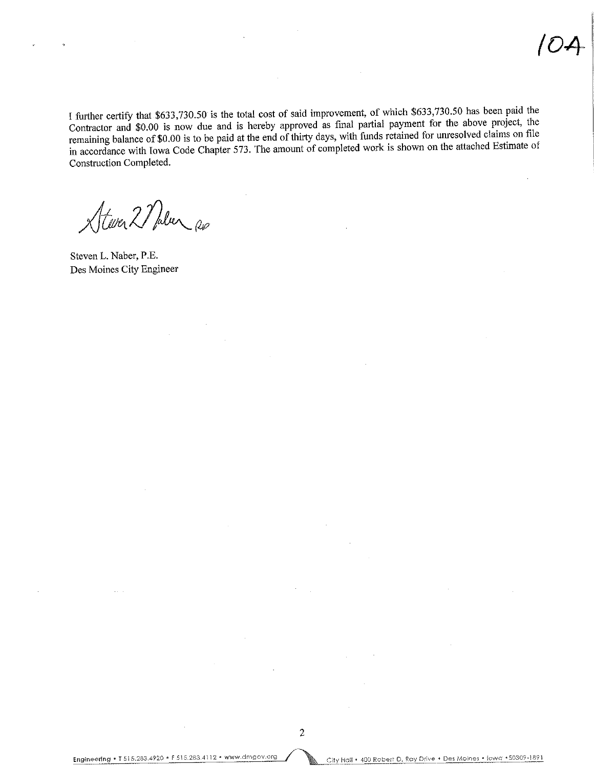10A

I further certify that $633,730.50 is the total cost of said improvement, of which $633,730.50 has been paid the Contractor and $0.00 is now due and is hereby approved as final partial payment for the above project, the remaining balance of $0.00 is to be paid at the end of thirty days, with funds retained for unresolved claims on file in accordance with Iowa Code Chapter 573. The amount of completed work is shown on the attached Estimate of Construction Completed.

Steven L. Naber, P.E.
Des Moines City Engineer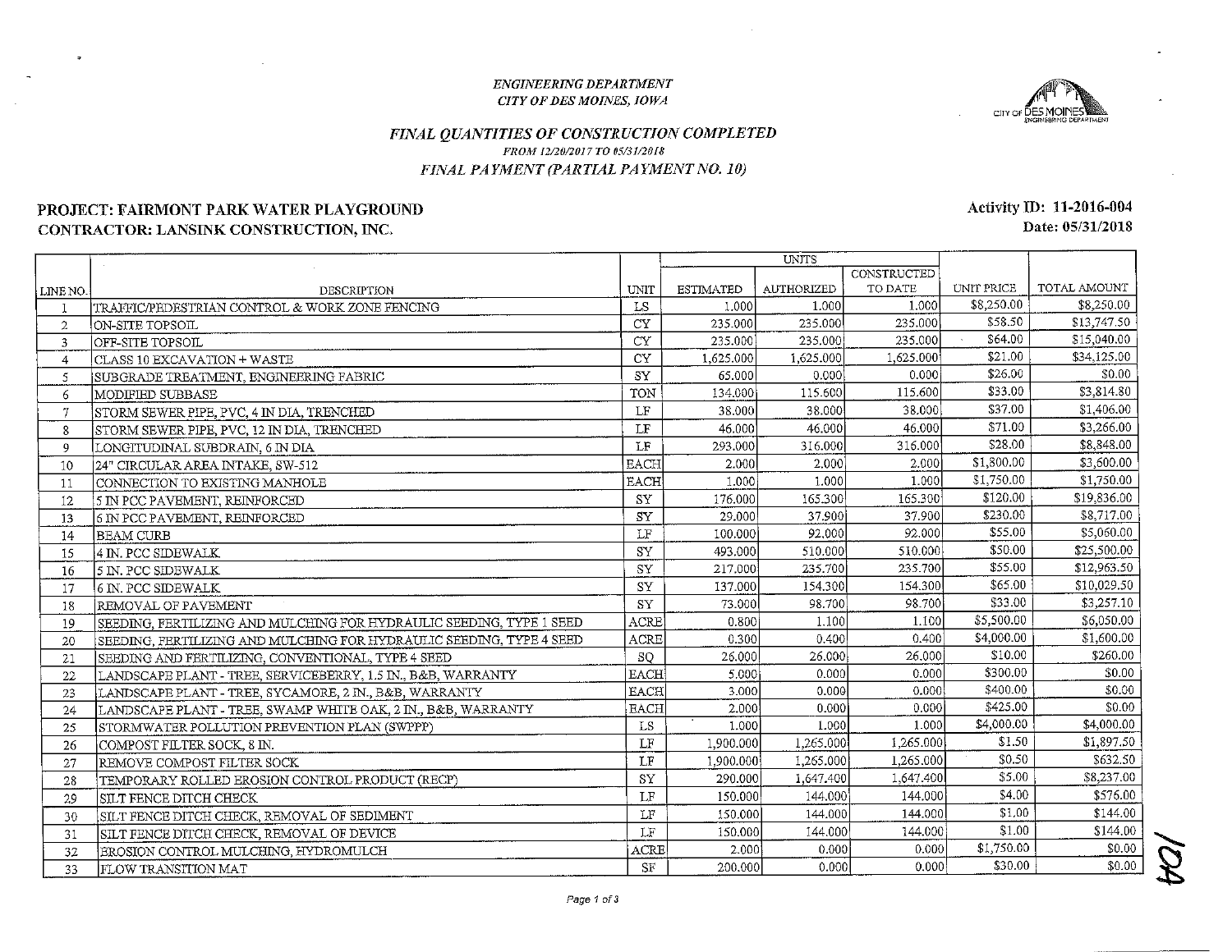*ENGINEERING DEPARTMENT*
*CITY OF DES MOINES, IOWA*

## *FINAL QUANTITIES OF CONSTRUCTION COMPLETED*

*FROM 12/20/2017 TO 05/31/2018*

*FINAL PAYMENT (PARTIAL PAYMENT NO. 10)*

**PROJECT: FAIRMONT PARK WATER PLAYGROUND**
**CONTRACTOR: LANSINK CONSTRUCTION, INC.**

**Activity ID: 11-2016-004**
**Date: 05/31/2018**

| LINE NO. | DESCRIPTION | UNIT | UNITS | | | UNIT PRICE | TOTAL AMOUNT |
|---|---|---|---|---|---|---|---|
| | | | ESTIMATED | AUTHORIZED | CONSTRUCTED TO DATE | | |
| 1 | TRAFFIC/PEDESTRIAN CONTROL & WORK ZONE FENCING | LS | 1.000 | 1.000 | 1.000 | $8,250.00 | $8,250.00 |
| 2 | ON-SITE TOPSOIL | CY | 235.000 | 235.000 | 235.000 | $58.50 | $13,747.50 |
| 3 | OFF-SITE TOPSOIL | CY | 235.000 | 235.000 | 235.000 | $64.00 | $15,040.00 |
| 4 | CLASS 10 EXCAVATION + WASTE | CY | 1,625.000 | 1,625.000 | 1,625.000 | $21.00 | $34,125.00 |
| 5 | SUBGRADE TREATMENT, ENGINEERING FABRIC | SY | 65.000 | 0.000 | 0.000 | $26.00 | $0.00 |
| 6 | MODIFIED SUBBASE | TON | 134.000 | 115.600 | 115.600 | $33.00 | $3,814.80 |
| 7 | STORM SEWER PIPE, PVC, 4 IN DIA, TRENCHED | LF | 38.000 | 38.000 | 38.000 | $37.00 | $1,406.00 |
| 8 | STORM SEWER PIPE, PVC, 12 IN DIA, TRENCHED | LF | 46.000 | 46.000 | 46.000 | $71.00 | $3,266.00 |
| 9 | LONGITUDINAL SUBDRAIN, 6 IN DIA | LF | 293.000 | 316.000 | 316.000 | $28.00 | $8,848.00 |
| 10 | 24" CIRCULAR AREA INTAKE, SW-512 | EACH | 2.000 | 2.000 | 2.000 | $1,800.00 | $3,600.00 |
| 11 | CONNECTION TO EXISTING MANHOLE | EACH | 1.000 | 1.000 | 1.000 | $1,750.00 | $1,750.00 |
| 12 | 5 IN PCC PAVEMENT, REINFORCED | SY | 176.000 | 165.300 | 165.300 | $120.00 | $19,836.00 |
| 13 | 6 IN PCC PAVEMENT, REINFORCED | SY | 29.000 | 37.900 | 37.900 | $230.00 | $8,717.00 |
| 14 | BEAM CURB | LF | 100.000 | 92.000 | 92.000 | $55.00 | $5,060.00 |
| 15 | 4 IN. PCC SIDEWALK | SY | 493.000 | 510.000 | 510.000 | $50.00 | $25,500.00 |
| 16 | 5 IN. PCC SIDEWALK | SY | 217.000 | 235.700 | 235.700 | $55.00 | $12,963.50 |
| 17 | 6 IN. PCC SIDEWALK | SY | 137.000 | 154.300 | 154.300 | $65.00 | $10,029.50 |
| 18 | REMOVAL OF PAVEMENT | SY | 73.000 | 98.700 | 98.700 | $33.00 | $3,257.10 |
| 19 | SEEDING, FERTILIZING AND MULCHING FOR HYDRAULIC SEEDING, TYPE 1 SEED | ACRE | 0.800 | 1.100 | 1.100 | $5,500.00 | $6,050.00 |
| 20 | SEEDING, FERTILIZING AND MULCHING FOR HYDRAULIC SEEDING, TYPE 4 SEED | ACRE | 0.300 | 0.400 | 0.400 | $4,000.00 | $1,600.00 |
| 21 | SEEDING AND FERTILIZING, CONVENTIONAL, TYPE 4 SEED | SQ | 26.000 | 26.000 | 26.000 | $10.00 | $260.00 |
| 22 | LANDSCAPE PLANT - TREE, SERVICEBERRY, 1.5 IN., B&B, WARRANTY | EACH | 5.000 | 0.000 | 0.000 | $300.00 | $0.00 |
| 23 | LANDSCAPE PLANT - TREE, SYCAMORE, 2 IN., B&B, WARRANTY | EACH | 3.000 | 0.000 | 0.000 | $400.00 | $0.00 |
| 24 | LANDSCAPE PLANT - TREE, SWAMP WHITE OAK, 2 IN., B&B, WARRANTY | EACH | 2.000 | 0.000 | 0.000 | $425.00 | $0.00 |
| 25 | STORMWATER POLLUTION PREVENTION PLAN (SWPPP) | LS | 1.000 | 1.000 | 1.000 | $4,000.00 | $4,000.00 |
| 26 | COMPOST FILTER SOCK, 8 IN. | LF | 1,900.000 | 1,265.000 | 1,265.000 | $1.50 | $1,897.50 |
| 27 | REMOVE COMPOST FILTER SOCK | LF | 1,900.000 | 1,265.000 | 1,265.000 | $0.50 | $632.50 |
| 28 | TEMPORARY ROLLED EROSION CONTROL PRODUCT (RECP) | SY | 290.000 | 1,647.400 | 1,647.400 | $5.00 | $8,237.00 |
| 29 | SILT FENCE DITCH CHECK | LF | 150.000 | 144.000 | 144.000 | $4.00 | $576.00 |
| 30 | SILT FENCE DITCH CHECK, REMOVAL OF SEDIMENT | LF | 150.000 | 144.000 | 144.000 | $1.00 | $144.00 |
| 31 | SILT FENCE DITCH CHECK, REMOVAL OF DEVICE | LF | 150.000 | 144.000 | 144.000 | $1.00 | $144.00 |
| 32 | EROSION CONTROL MULCHING, HYDROMULCH | ACRE | 2.000 | 0.000 | 0.000 | $1,750.00 | $0.00 |
| 33 | FLOW TRANSITION MAT | SF | 200.000 | 0.000 | 0.000 | $30.00 | $0.00 |

104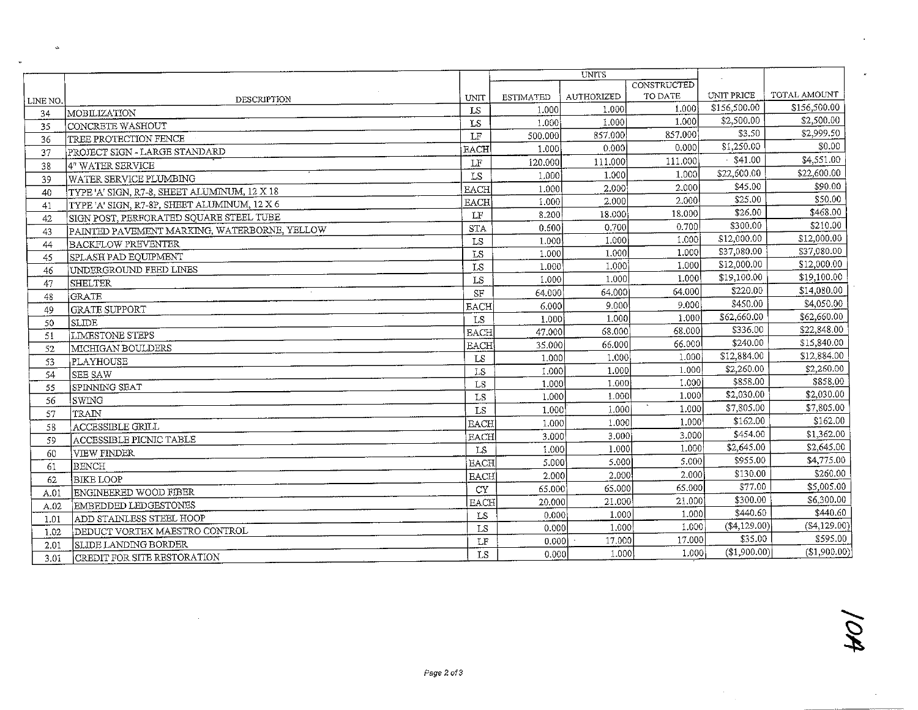| LINE NO. | DESCRIPTION | UNIT | UNITS | | | UNIT PRICE | TOTAL AMOUNT |
|---|---|---|---|---|---|---|---|
| | | | ESTIMATED | AUTHORIZED | CONSTRUCTED TO DATE | | |
| 34 | MOBILIZATION | LS | 1.000 | 1.000 | 1.000 | $156,500.00 | $156,500.00 |
| 35 | CONCRETE WASHOUT | LS | 1.000 | 1.000 | 1.000 | $2,500.00 | $2,500.00 |
| 36 | TREE PROTECTION FENCE | LF | 500.000 | 857.000 | 857.000 | $3.50 | $2,999.50 |
| 37 | PROJECT SIGN - LARGE STANDARD | EACH | 1.000 | 0.000 | 0.000 | $1,250.00 | $0.00 |
| 38 | 4" WATER SERVICE | LF | 120.000 | 111.000 | 111.000 | $41.00 | $4,551.00 |
| 39 | WATER SERVICE PLUMBING | LS | 1.000 | 1.000 | 1.000 | $22,600.00 | $22,600.00 |
| 40 | TYPE 'A' SIGN, R7-8, SHEET ALUMINUM, 12 X 18 | EACH | 1.000 | 2.000 | 2.000 | $45.00 | $90.00 |
| 41 | TYPE 'A' SIGN, R7-8P, SHEET ALUMINUM, 12 X 6 | EACH | 1.000 | 2.000 | 2.000 | $25.00 | $50.00 |
| 42 | SIGN POST, PERFORATED SQUARE STEEL TUBE | LF | 8.200 | 18.000 | 18.000 | $26.00 | $468.00 |
| 43 | PAINTED PAVEMENT MARKING, WATERBORNE, YELLOW | STA | 0.600 | 0.700 | 0.700 | $300.00 | $210.00 |
| 44 | BACKFLOW PREVENTER | LS | 1.000 | 1.000 | 1.000 | $12,000.00 | $12,000.00 |
| 45 | SPLASH PAD EQUIPMENT | LS | 1.000 | 1.000 | 1.000 | $37,080.00 | $37,080.00 |
| 46 | UNDERGROUND FEED LINES | LS | 1.000 | 1.000 | 1.000 | $12,000.00 | $12,000.00 |
| 47 | SHELTER | LS | 1.000 | 1.000 | 1.000 | $19,100.00 | $19,100.00 |
| 48 | GRATE | SF | 64.000 | 64.000 | 64.000 | $220.00 | $14,080.00 |
| 49 | GRATE SUPPORT | EACH | 6.000 | 9.000 | 9.000 | $450.00 | $4,050.00 |
| 50 | SLIDE | LS | 1.000 | 1.000 | 1.000 | $62,660.00 | $62,660.00 |
| 51 | LIMESTONE STEPS | EACH | 47.000 | 68.000 | 68.000 | $336.00 | $22,848.00 |
| 52 | MICHIGAN BOULDERS | EACH | 35.000 | 66.000 | 66.000 | $240.00 | $15,840.00 |
| 53 | PLAYHOUSE | LS | 1.000 | 1.000 | 1.000 | $12,884.00 | $12,884.00 |
| 54 | SEE SAW | LS | 1.000 | 1.000 | 1.000 | $2,260.00 | $2,260.00 |
| 55 | SPINNING SEAT | LS | 1.000 | 1.000 | 1.000 | $858.00 | $858.00 |
| 56 | SWING | LS | 1.000 | 1.000 | 1.000 | $2,030.00 | $2,030.00 |
| 57 | TRAIN | LS | 1.000 | 1.000 | 1.000 | $7,805.00 | $7,805.00 |
| 58 | ACCESSIBLE GRILL | EACH | 1.000 | 1.000 | 1.000 | $162.00 | $162.00 |
| 59 | ACCESSIBLE PICNIC TABLE | EACH | 3.000 | 3.000 | 3.000 | $454.00 | $1,362.00 |
| 60 | VIEW FINDER | LS | 1.000 | 1.000 | 1.000 | $2,645.00 | $2,645.00 |
| 61 | BENCH | EACH | 5.000 | 5.000 | 5.000 | $955.00 | $4,775.00 |
| 62 | BIKE LOOP | EACH | 2.000 | 2.000 | 2.000 | $130.00 | $260.00 |
| A.01 | ENGINEERED WOOD FIBER | CY | 65.000 | 65.000 | 65.000 | $77.00 | $5,005.00 |
| A.02 | EMBEDDED LEDGESTONES | EACH | 20.000 | 21.000 | 21.000 | $300.00 | $6,300.00 |
| 1.01 | ADD STAINLESS STEEL HOOP | LS | 0.000 | 1.000 | 1.000 | $440.60 | $440.60 |
| 1.02 | DEDUCT VORTEX MAESTRO CONTROL | LS | 0.000 | 1.000 | 1.000 | ($4,129.00) | ($4,129.00) |
| 2.01 | SLIDE LANDING BORDER | LF | 0.000 | 17.000 | 17.000 | $35.00 | $595.00 |
| 3.01 | CREDIT FOR SITE RESTORATION | LS | 0.000 | 1.000 | 1.000 | ($1,900.00) | ($1,900.00) |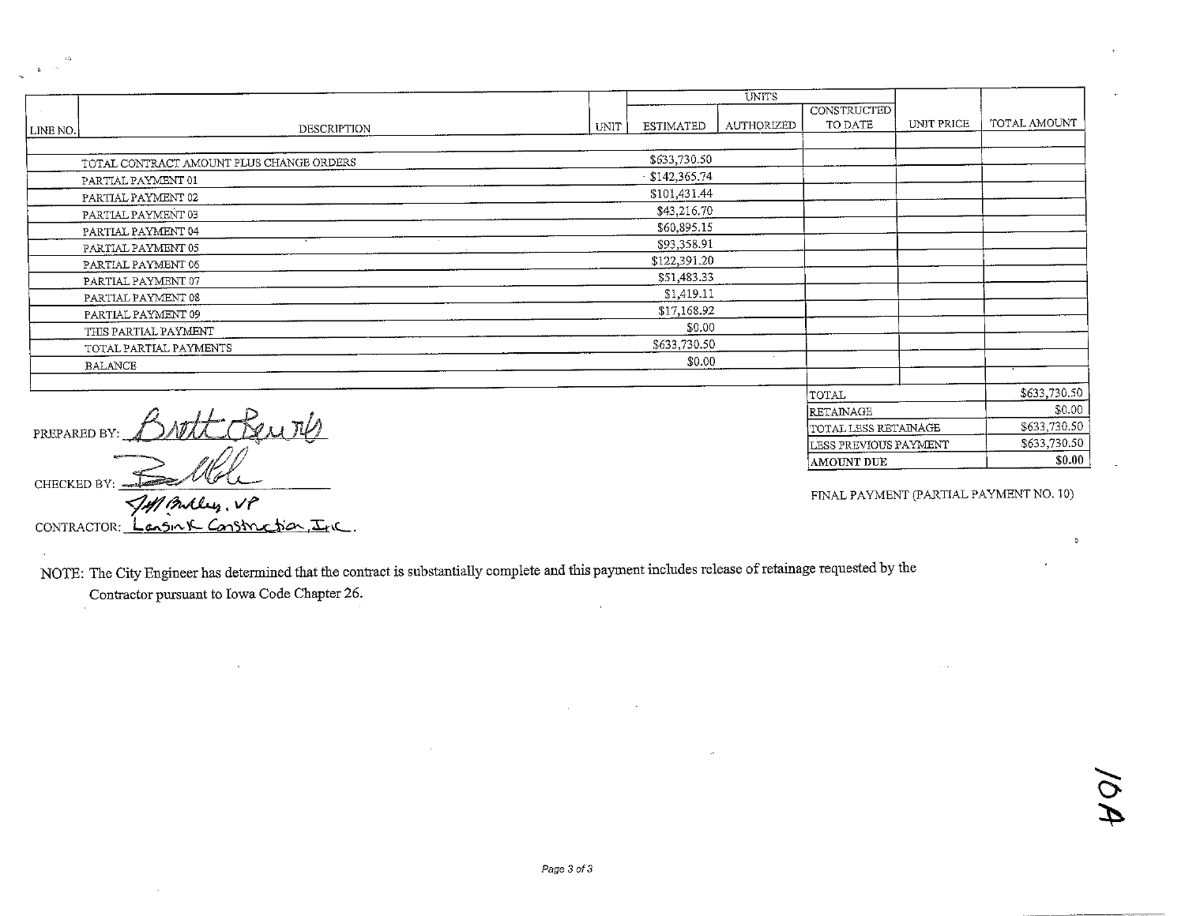| LINE NO. | DESCRIPTION | UNIT | UNITS | | | UNIT PRICE | TOTAL AMOUNT |
|---|---|---|---|---|---|---|---|
| | | | ESTIMATED | AUTHORIZED | CONSTRUCTED TO DATE | | |
| | TOTAL CONTRACT AMOUNT PLUS CHANGE ORDERS | | $633,730.50 | | | | |
| | PARTIAL PAYMENT 01 | | $142,365.74 | | | | |
| | PARTIAL PAYMENT 02 | | $101,431.44 | | | | |
| | PARTIAL PAYMENT 03 | | $43,216.70 | | | | |
| | PARTIAL PAYMENT 04 | | $60,895.15 | | | | |
| | PARTIAL PAYMENT 05 | | $93,358.91 | | | | |
| | PARTIAL PAYMENT 06 | | $122,391.20 | | | | |
| | PARTIAL PAYMENT 07 | | $51,483.33 | | | | |
| | PARTIAL PAYMENT 08 | | $1,419.11 | | | | |
| | PARTIAL PAYMENT 09 | | $17,168.92 | | | | |
| | THIS PARTIAL PAYMENT | | $0.00 | | | | |
| | TOTAL PARTIAL PAYMENTS | | $633,730.50 | | | | |
| | BALANCE | | $0.00 | | | | |

| | |
|---|---|
| TOTAL | $633,730.50 |
| RETAINAGE | $0.00 |
| TOTAL LESS RETAINAGE | $633,730.50 |
| LESS PREVIOUS PAYMENT | $633,730.50 |
| **AMOUNT DUE** | **$0.00** |

FINAL PAYMENT (PARTIAL PAYMENT NO. 10)

PREPARED BY: Brett Bennis

CHECKED BY: [signature]

Jeff Buckley, VP

CONTRACTOR: Lansink Construction, Inc.

NOTE: The City Engineer has determined that the contract is substantially complete and this payment includes release of retainage requested by the Contractor pursuant to Iowa Code Chapter 26.

10A